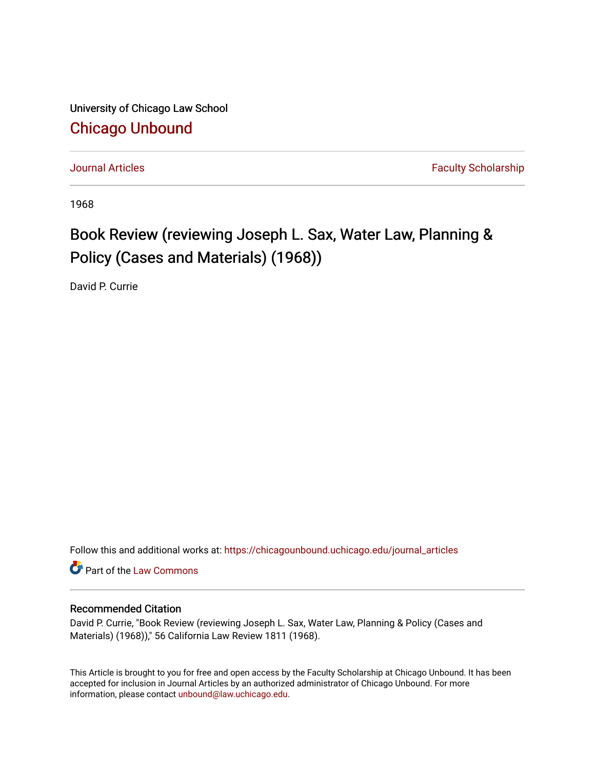University of Chicago Law School

## Chicago Unbound

Journal Articles | Faculty Scholarship

1968

# Book Review (reviewing Joseph L. Sax, Water Law, Planning & Policy (Cases and Materials) (1968))

David P. Currie

Follow this and additional works at: https://chicagounbound.uchicago.edu/journal_articles

Part of the Law Commons

### Recommended Citation

David P. Currie, "Book Review (reviewing Joseph L. Sax, Water Law, Planning & Policy (Cases and Materials) (1968))," 56 California Law Review 1811 (1968).

This Article is brought to you for free and open access by the Faculty Scholarship at Chicago Unbound. It has been accepted for inclusion in Journal Articles by an authorized administrator of Chicago Unbound. For more information, please contact unbound@law.uchicago.edu.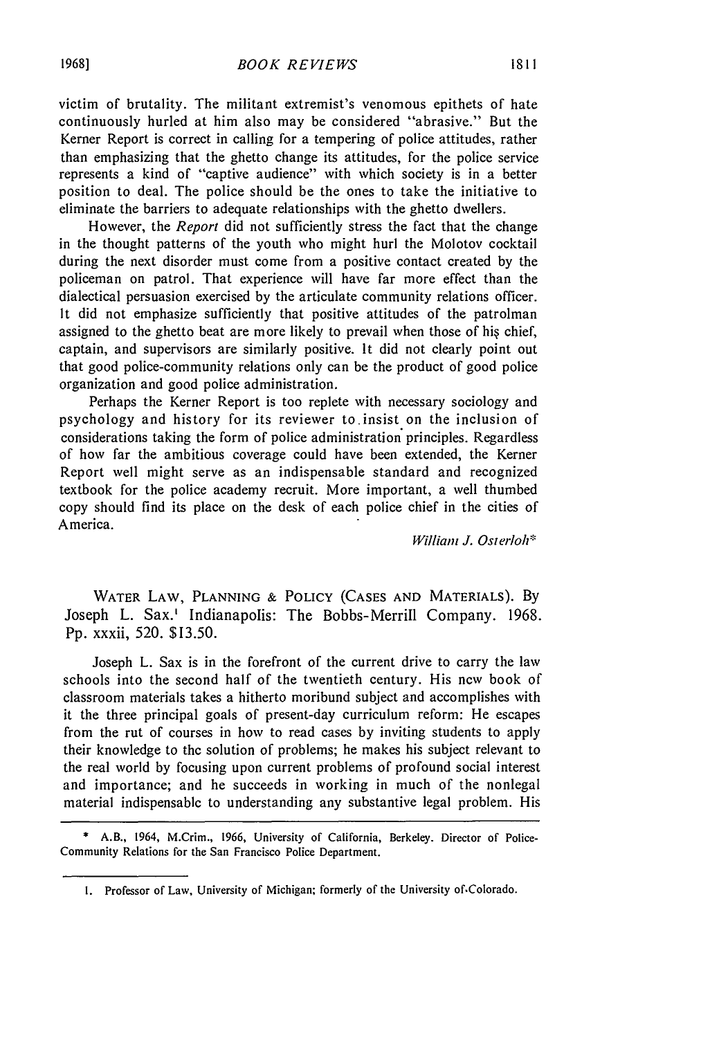victim of brutality. The militant extremist's venomous epithets of hate continuously hurled at him also may be considered "abrasive." But the Kerner Report is correct in calling for a tempering of police attitudes, rather than emphasizing that the ghetto change its attitudes, for the police service represents a kind of "captive audience" with which society is in a better position to deal. The police should be the ones to take the initiative to eliminate the barriers to adequate relationships with the ghetto dwellers.

However, the *Report* did not sufficiently stress the fact that the change in the thought patterns of the youth who might hurl the Molotov cocktail during the next disorder must come from a positive contact created by the policeman on patrol. That experience will have far more effect than the dialectical persuasion exercised by the articulate community relations officer. It did not emphasize sufficiently that positive attitudes of the patrolman assigned to the ghetto beat are more likely to prevail when those of his chief, captain, and supervisors are similarly positive. It did not clearly point out that good police-community relations only can be the product of good police organization and good police administration.

Perhaps the Kerner Report is too replete with necessary sociology and psychology and history for its reviewer to insist on the inclusion of considerations taking the form of police administration principles. Regardless of how far the ambitious coverage could have been extended, the Kerner Report well might serve as an indispensable standard and recognized textbook for the police academy recruit. More important, a well thumbed copy should find its place on the desk of each police chief in the cities of America.

*William J. Osterloh**

WATER LAW, PLANNING & POLICY (CASES AND MATERIALS). By Joseph L. Sax.[1] Indianapolis: The Bobbs-Merrill Company. 1968. Pp. xxxii, 520. $13.50.

Joseph L. Sax is in the forefront of the current drive to carry the law schools into the second half of the twentieth century. His new book of classroom materials takes a hitherto moribund subject and accomplishes with it the three principal goals of present-day curriculum reform: He escapes from the rut of courses in how to read cases by inviting students to apply their knowledge to the solution of problems; he makes his subject relevant to the real world by focusing upon current problems of profound social interest and importance; and he succeeds in working in much of the nonlegal material indispensable to understanding any substantive legal problem. His

---

* A.B., 1964, M.Crim., 1966, University of California, Berkeley. Director of Police-Community Relations for the San Francisco Police Department.

1. Professor of Law, University of Michigan; formerly of the University of Colorado.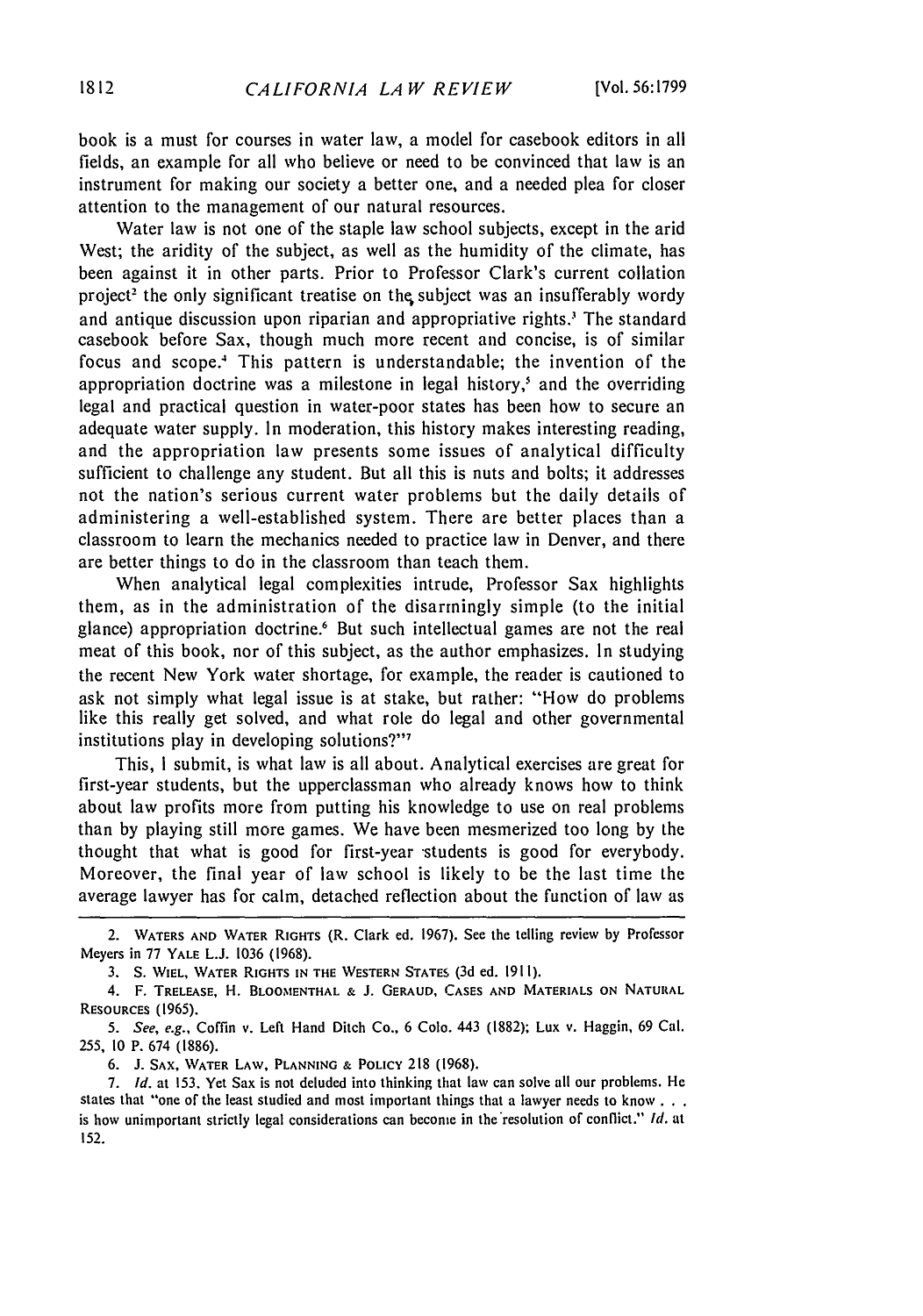book is a must for courses in water law, a model for casebook editors in all fields, an example for all who believe or need to be convinced that law is an instrument for making our society a better one, and a needed plea for closer attention to the management of our natural resources.

Water law is not one of the staple law school subjects, except in the arid West; the aridity of the subject, as well as the humidity of the climate, has been against it in other parts. Prior to Professor Clark's current collation project[2] the only significant treatise on the subject was an insufferably wordy and antique discussion upon riparian and appropriative rights.[3] The standard casebook before Sax, though much more recent and concise, is of similar focus and scope.[4] This pattern is understandable; the invention of the appropriation doctrine was a milestone in legal history,[5] and the overriding legal and practical question in water-poor states has been how to secure an adequate water supply. In moderation, this history makes interesting reading, and the appropriation law presents some issues of analytical difficulty sufficient to challenge any student. But all this is nuts and bolts; it addresses not the nation's serious current water problems but the daily details of administering a well-established system. There are better places than a classroom to learn the mechanics needed to practice law in Denver, and there are better things to do in the classroom than teach them.

When analytical legal complexities intrude, Professor Sax highlights them, as in the administration of the disarmingly simple (to the initial glance) appropriation doctrine.[6] But such intellectual games are not the real meat of this book, nor of this subject, as the author emphasizes. In studying the recent New York water shortage, for example, the reader is cautioned to ask not simply what legal issue is at stake, but rather: "How do problems like this really get solved, and what role do legal and other governmental institutions play in developing solutions?"[7]

This, I submit, is what law is all about. Analytical exercises are great for first-year students, but the upperclassman who already knows how to think about law profits more from putting his knowledge to use on real problems than by playing still more games. We have been mesmerized too long by the thought that what is good for first-year students is good for everybody. Moreover, the final year of law school is likely to be the last time the average lawyer has for calm, detached reflection about the function of law as

---

2. WATERS AND WATER RIGHTS (R. Clark ed. 1967). See the telling review by Professor Meyers in 77 YALE L.J. 1036 (1968).

3. S. WIEL, WATER RIGHTS IN THE WESTERN STATES (3d ed. 1911).

4. F. TRELEASE, H. BLOOMENTHAL & J. GERAUD, CASES AND MATERIALS ON NATURAL RESOURCES (1965).

5. *See, e.g.*, Coffin v. Left Hand Ditch Co., 6 Colo. 443 (1882); Lux v. Haggin, 69 Cal. 255, 10 P. 674 (1886).

6. J. SAX, WATER LAW, PLANNING & POLICY 218 (1968).

7. *Id.* at 153. Yet Sax is not deluded into thinking that law can solve all our problems. He states that "one of the least studied and most important things that a lawyer needs to know . . . is how unimportant strictly legal considerations can become in the resolution of conflict." *Id.* at 152.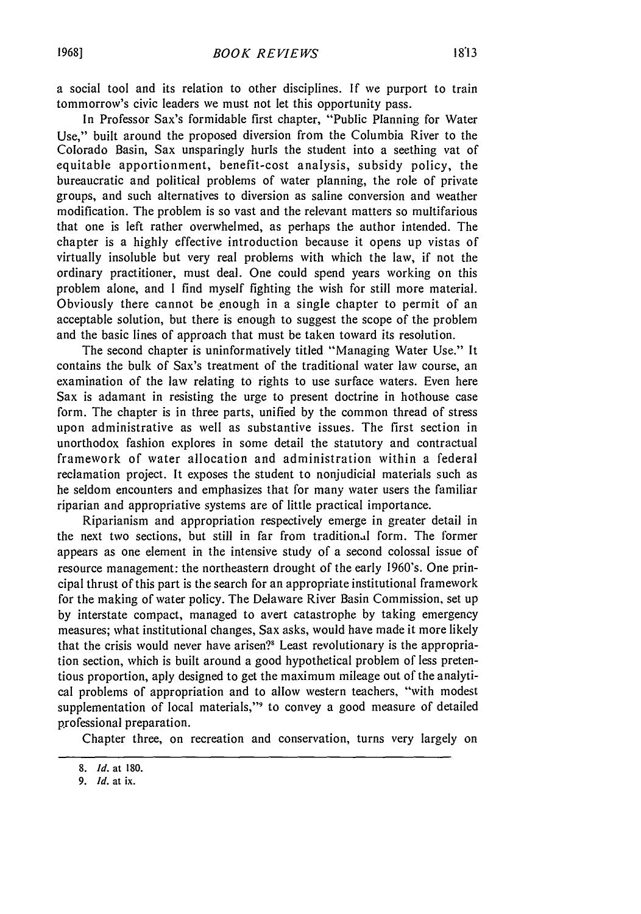a social tool and its relation to other disciplines. If we purport to train tommorrow's civic leaders we must not let this opportunity pass.

In Professor Sax's formidable first chapter, "Public Planning for Water Use," built around the proposed diversion from the Columbia River to the Colorado Basin, Sax unsparingly hurls the student into a seething vat of equitable apportionment, benefit-cost analysis, subsidy policy, the bureaucratic and political problems of water planning, the role of private groups, and such alternatives to diversion as saline conversion and weather modification. The problem is so vast and the relevant matters so multifarious that one is left rather overwhelmed, as perhaps the author intended. The chapter is a highly effective introduction because it opens up vistas of virtually insoluble but very real problems with which the law, if not the ordinary practitioner, must deal. One could spend years working on this problem alone, and I find myself fighting the wish for still more material. Obviously there cannot be enough in a single chapter to permit of an acceptable solution, but there is enough to suggest the scope of the problem and the basic lines of approach that must be taken toward its resolution.

The second chapter is uninformatively titled "Managing Water Use." It contains the bulk of Sax's treatment of the traditional water law course, an examination of the law relating to rights to use surface waters. Even here Sax is adamant in resisting the urge to present doctrine in hothouse case form. The chapter is in three parts, unified by the common thread of stress upon administrative as well as substantive issues. The first section in unorthodox fashion explores in some detail the statutory and contractual framework of water allocation and administration within a federal reclamation project. It exposes the student to nonjudicial materials such as he seldom encounters and emphasizes that for many water users the familiar riparian and appropriative systems are of little practical importance.

Riparianism and appropriation respectively emerge in greater detail in the next two sections, but still in far from traditional form. The former appears as one element in the intensive study of a second colossal issue of resource management: the northeastern drought of the early 1960's. One principal thrust of this part is the search for an appropriate institutional framework for the making of water policy. The Delaware River Basin Commission, set up by interstate compact, managed to avert catastrophe by taking emergency measures; what institutional changes, Sax asks, would have made it more likely that the crisis would never have arisen?[8] Least revolutionary is the appropriation section, which is built around a good hypothetical problem of less pretentious proportion, aply designed to get the maximum mileage out of the analytical problems of appropriation and to allow western teachers, "with modest supplementation of local materials,"[9] to convey a good measure of detailed professional preparation.

Chapter three, on recreation and conservation, turns very largely on

---

8. *Id.* at 180.

9. *Id.* at ix.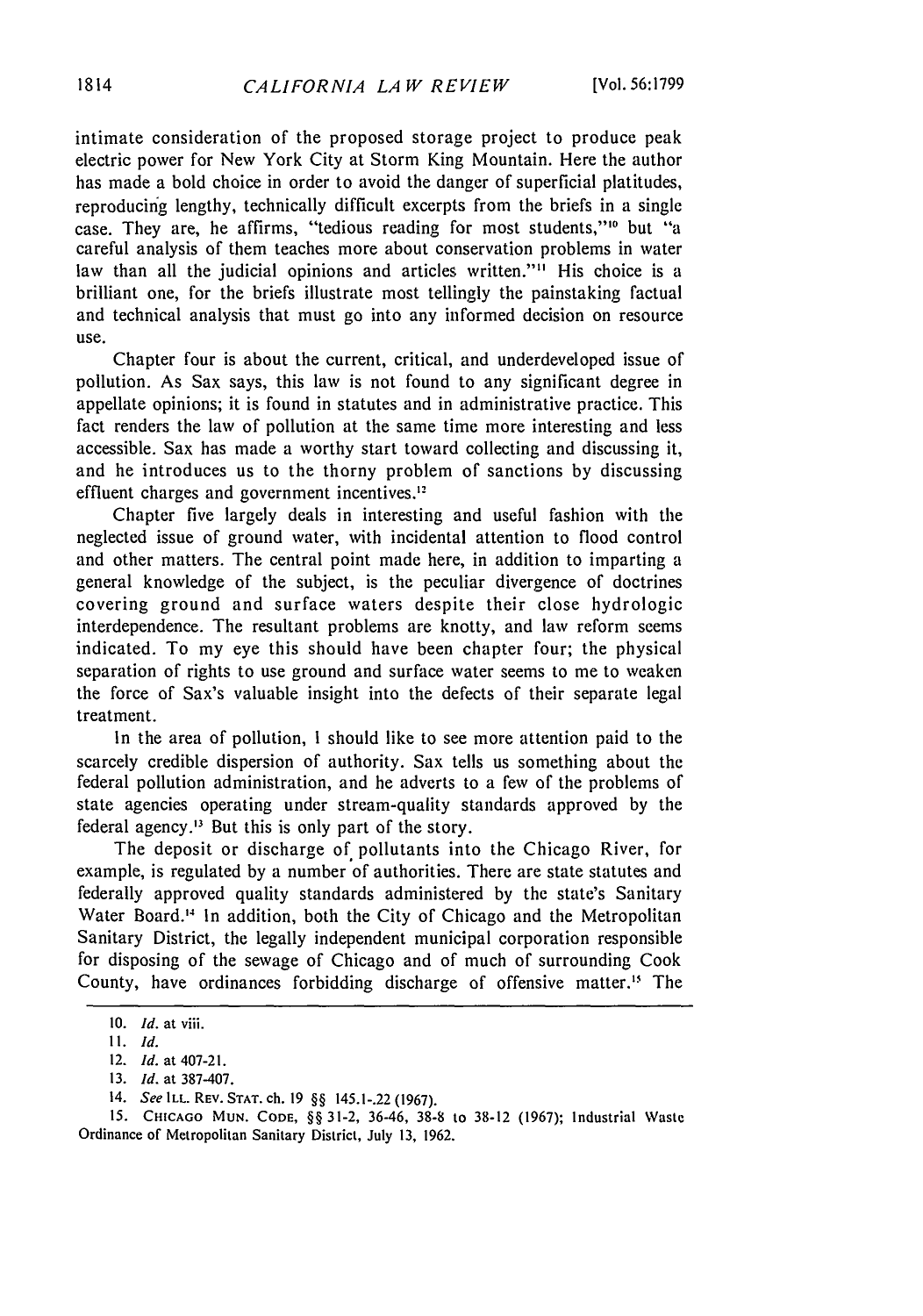intimate consideration of the proposed storage project to produce peak electric power for New York City at Storm King Mountain. Here the author has made a bold choice in order to avoid the danger of superficial platitudes, reproducing lengthy, technically difficult excerpts from the briefs in a single case. They are, he affirms, "tedious reading for most students,"[10] but "a careful analysis of them teaches more about conservation problems in water law than all the judicial opinions and articles written."[11] His choice is a brilliant one, for the briefs illustrate most tellingly the painstaking factual and technical analysis that must go into any informed decision on resource use.

Chapter four is about the current, critical, and underdeveloped issue of pollution. As Sax says, this law is not found to any significant degree in appellate opinions; it is found in statutes and in administrative practice. This fact renders the law of pollution at the same time more interesting and less accessible. Sax has made a worthy start toward collecting and discussing it, and he introduces us to the thorny problem of sanctions by discussing effluent charges and government incentives.[12]

Chapter five largely deals in interesting and useful fashion with the neglected issue of ground water, with incidental attention to flood control and other matters. The central point made here, in addition to imparting a general knowledge of the subject, is the peculiar divergence of doctrines covering ground and surface waters despite their close hydrologic interdependence. The resultant problems are knotty, and law reform seems indicated. To my eye this should have been chapter four; the physical separation of rights to use ground and surface water seems to me to weaken the force of Sax's valuable insight into the defects of their separate legal treatment.

In the area of pollution, I should like to see more attention paid to the scarcely credible dispersion of authority. Sax tells us something about the federal pollution administration, and he adverts to a few of the problems of state agencies operating under stream-quality standards approved by the federal agency.[13] But this is only part of the story.

The deposit or discharge of pollutants into the Chicago River, for example, is regulated by a number of authorities. There are state statutes and federally approved quality standards administered by the state's Sanitary Water Board.[14] In addition, both the City of Chicago and the Metropolitan Sanitary District, the legally independent municipal corporation responsible for disposing of the sewage of Chicago and of much of surrounding Cook County, have ordinances forbidding discharge of offensive matter.[15] The

---

10. *Id.* at viii.

11. *Id.*

12. *Id.* at 407-21.

13. *Id.* at 387-407.

14. *See* ILL. REV. STAT. ch. 19 §§ 145.1-.22 (1967).

15. CHICAGO MUN. CODE, §§ 31-2, 36-46, 38-8 to 38-12 (1967); Industrial Waste Ordinance of Metropolitan Sanitary District, July 13, 1962.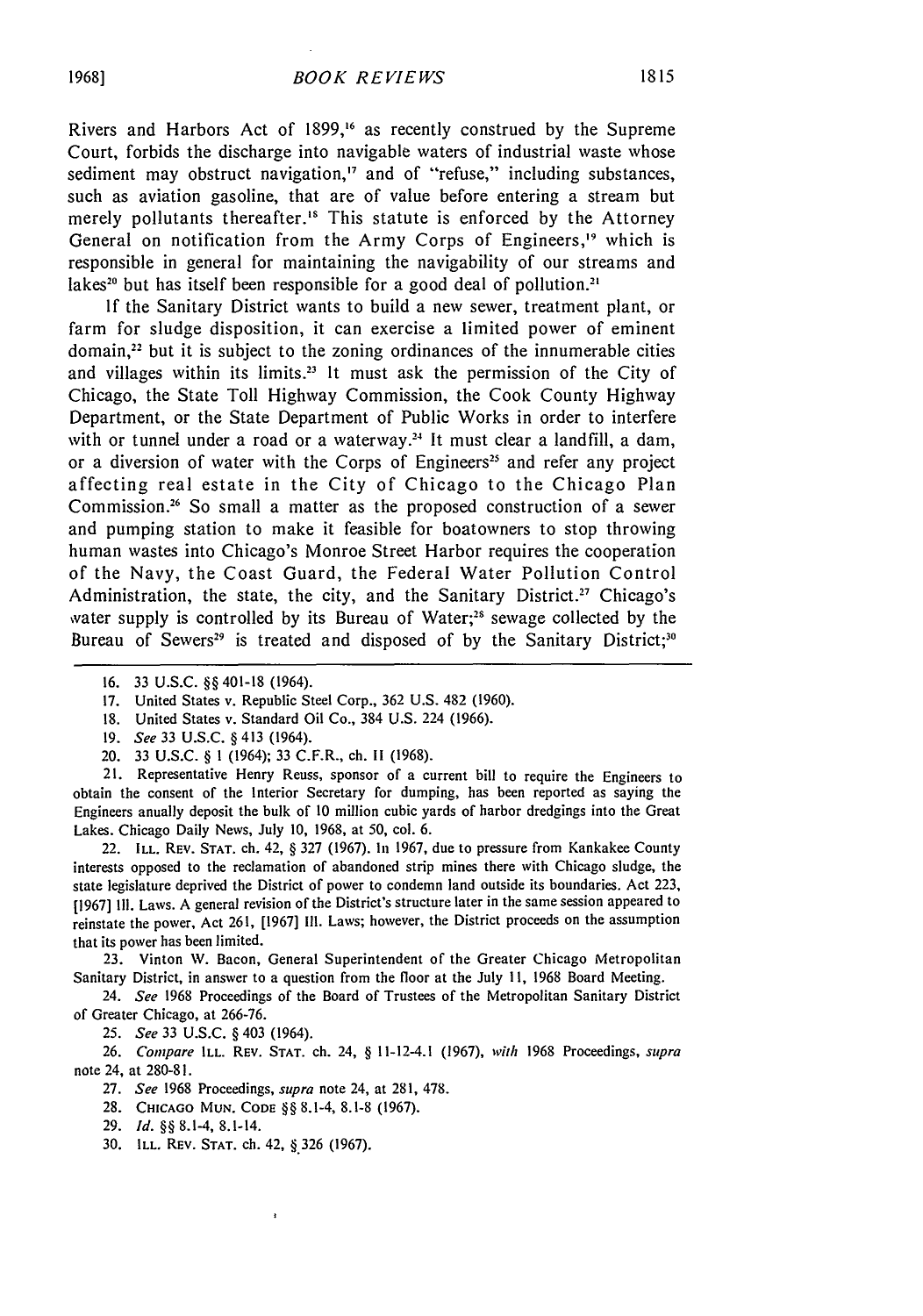Rivers and Harbors Act of 1899,[16] as recently construed by the Supreme Court, forbids the discharge into navigable waters of industrial waste whose sediment may obstruct navigation,[17] and of "refuse," including substances, such as aviation gasoline, that are of value before entering a stream but merely pollutants thereafter.[18] This statute is enforced by the Attorney General on notification from the Army Corps of Engineers,[19] which is responsible in general for maintaining the navigability of our streams and lakes[20] but has itself been responsible for a good deal of pollution.[21]

If the Sanitary District wants to build a new sewer, treatment plant, or farm for sludge disposition, it can exercise a limited power of eminent domain,[22] but it is subject to the zoning ordinances of the innumerable cities and villages within its limits.[23] It must ask the permission of the City of Chicago, the State Toll Highway Commission, the Cook County Highway Department, or the State Department of Public Works in order to interfere with or tunnel under a road or a waterway.[24] It must clear a landfill, a dam, or a diversion of water with the Corps of Engineers[25] and refer any project affecting real estate in the City of Chicago to the Chicago Plan Commission.[26] So small a matter as the proposed construction of a sewer and pumping station to make it feasible for boatowners to stop throwing human wastes into Chicago's Monroe Street Harbor requires the cooperation of the Navy, the Coast Guard, the Federal Water Pollution Control Administration, the state, the city, and the Sanitary District.[27] Chicago's water supply is controlled by its Bureau of Water;[28] sewage collected by the Bureau of Sewers[29] is treated and disposed of by the Sanitary District;[30]

---

16. 33 U.S.C. §§ 401-18 (1964).

17. United States v. Republic Steel Corp., 362 U.S. 482 (1960).

18. United States v. Standard Oil Co., 384 U.S. 224 (1966).

19. *See* 33 U.S.C. § 413 (1964).

20. 33 U.S.C. § 1 (1964); 33 C.F.R., ch. II (1968).

21. Representative Henry Reuss, sponsor of a current bill to require the Engineers to obtain the consent of the Interior Secretary for dumping, has been reported as saying the Engineers anually deposit the bulk of 10 million cubic yards of harbor dredgings into the Great Lakes. Chicago Daily News, July 10, 1968, at 50, col. 6.

22. ILL. REV. STAT. ch. 42, § 327 (1967). In 1967, due to pressure from Kankakee County interests opposed to the reclamation of abandoned strip mines there with Chicago sludge, the state legislature deprived the District of power to condemn land outside its boundaries. Act 223, [1967] Ill. Laws. A general revision of the District's structure later in the same session appeared to reinstate the power, Act 261, [1967] Ill. Laws; however, the District proceeds on the assumption that its power has been limited.

23. Vinton W. Bacon, General Superintendent of the Greater Chicago Metropolitan Sanitary District, in answer to a question from the floor at the July 11, 1968 Board Meeting.

24. *See* 1968 Proceedings of the Board of Trustees of the Metropolitan Sanitary District of Greater Chicago, at 266-76.

25. *See* 33 U.S.C. § 403 (1964).

26. *Compare* ILL. REV. STAT. ch. 24, § 11-12-4.1 (1967), *with* 1968 Proceedings, *supra* note 24, at 280-81.

27. *See* 1968 Proceedings, *supra* note 24, at 281, 478.

28. CHICAGO MUN. CODE §§ 8.1-4, 8.1-8 (1967).

29. *Id.* §§ 8.1-4, 8.1-14.

30. ILL. REV. STAT. ch. 42, § 326 (1967).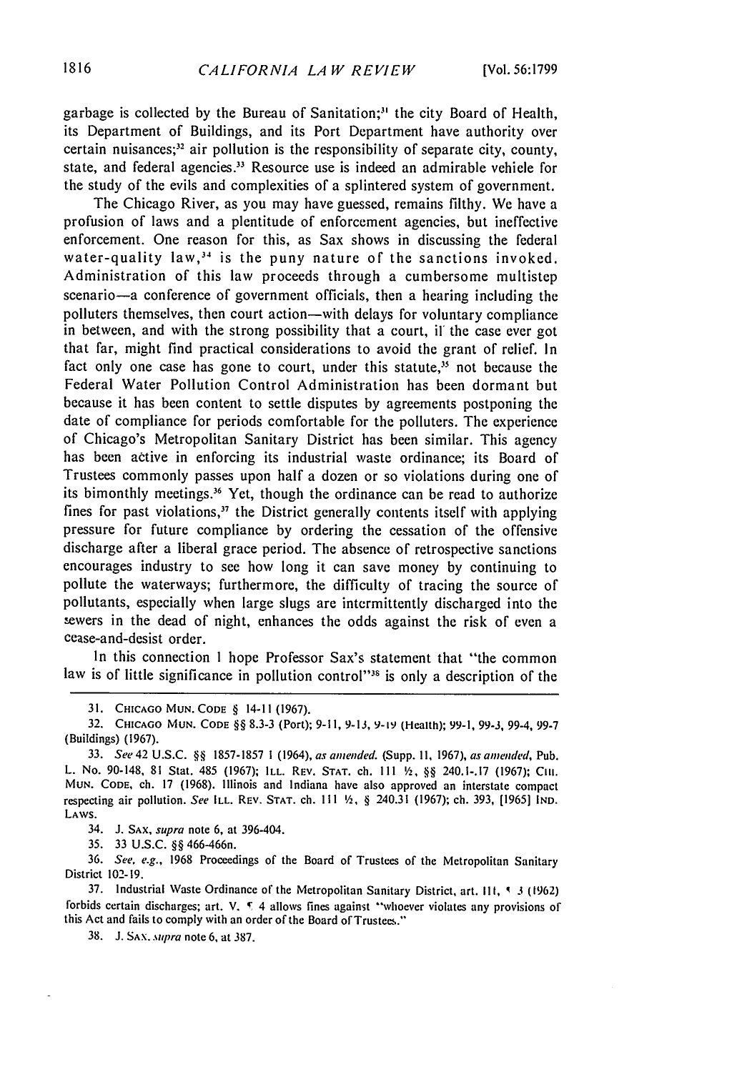garbage is collected by the Bureau of Sanitation;[31] the city Board of Health, its Department of Buildings, and its Port Department have authority over certain nuisances;[32] air pollution is the responsibility of separate city, county, state, and federal agencies.[33] Resource use is indeed an admirable vehicle for the study of the evils and complexities of a splintered system of government.

The Chicago River, as you may have guessed, remains filthy. We have a profusion of laws and a plentitude of enforcement agencies, but ineffective enforcement. One reason for this, as Sax shows in discussing the federal water-quality law,[34] is the puny nature of the sanctions invoked. Administration of this law proceeds through a cumbersome multistep scenario—a conference of government officials, then a hearing including the polluters themselves, then court action—with delays for voluntary compliance in between, and with the strong possibility that a court, if the case ever got that far, might find practical considerations to avoid the grant of relief. In fact only one case has gone to court, under this statute,[35] not because the Federal Water Pollution Control Administration has been dormant but because it has been content to settle disputes by agreements postponing the date of compliance for periods comfortable for the polluters. The experience of Chicago's Metropolitan Sanitary District has been similar. This agency has been active in enforcing its industrial waste ordinance; its Board of Trustees commonly passes upon half a dozen or so violations during one of its bimonthly meetings.[36] Yet, though the ordinance can be read to authorize fines for past violations,[37] the District generally contents itself with applying pressure for future compliance by ordering the cessation of the offensive discharge after a liberal grace period. The absence of retrospective sanctions encourages industry to see how long it can save money by continuing to pollute the waterways; furthermore, the difficulty of tracing the source of pollutants, especially when large slugs are intermittently discharged into the sewers in the dead of night, enhances the odds against the risk of even a cease-and-desist order.

In this connection I hope Professor Sax's statement that "the common law is of little significance in pollution control"[38] is only a description of the

---

31. CHICAGO MUN. CODE § 14-11 (1967).

32. CHICAGO MUN. CODE §§ 8.3-3 (Port); 9-11, 9-13, 9-19 (Health); 99-1, 99-3, 99-4, 99-7 (Buildings) (1967).

33. *See* 42 U.S.C. §§ 1857-1857 l (1964), *as amended*, (Supp. II, 1967), *as amended*, Pub. L. No. 90-148, 81 Stat. 485 (1967); ILL. REV. STAT. ch. 111 ½, §§ 240.1-.17 (1967); CHI. MUN. CODE, ch. 17 (1968). Illinois and Indiana have also approved an interstate compact respecting air pollution. *See* ILL. REV. STAT. ch. 111 ½, § 240.31 (1967); ch. 393, [1965] IND. LAWS.

34. J. SAX, *supra* note 6, at 396-404.

35. 33 U.S.C. §§ 466-466n.

36. *See, e.g.*, 1968 Proceedings of the Board of Trustees of the Metropolitan Sanitary District 102-19.

37. Industrial Waste Ordinance of the Metropolitan Sanitary District, art. III, ¶ 3 (1962) forbids certain discharges; art. V, ¶ 4 allows fines against "whoever violates any provisions of this Act and fails to comply with an order of the Board of Trustees."

38. J. SAX, *supra* note 6, at 387.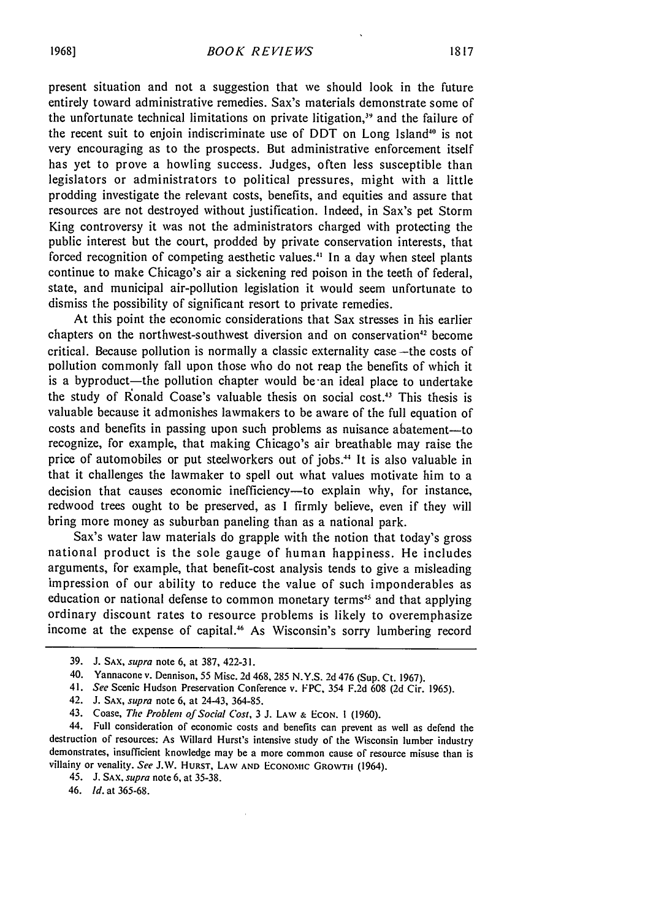present situation and not a suggestion that we should look in the future entirely toward administrative remedies. Sax's materials demonstrate some of the unfortunate technical limitations on private litigation,[39] and the failure of the recent suit to enjoin indiscriminate use of DDT on Long Island[40] is not very encouraging as to the prospects. But administrative enforcement itself has yet to prove a howling success. Judges, often less susceptible than legislators or administrators to political pressures, might with a little prodding investigate the relevant costs, benefits, and equities and assure that resources are not destroyed without justification. Indeed, in Sax's pet Storm King controversy it was not the administrators charged with protecting the public interest but the court, prodded by private conservation interests, that forced recognition of competing aesthetic values.[41] In a day when steel plants continue to make Chicago's air a sickening red poison in the teeth of federal, state, and municipal air-pollution legislation it would seem unfortunate to dismiss the possibility of significant resort to private remedies.

At this point the economic considerations that Sax stresses in his earlier chapters on the northwest-southwest diversion and on conservation[42] become critical. Because pollution is normally a classic externality case—the costs of pollution commonly fall upon those who do not reap the benefits of which it is a byproduct—the pollution chapter would be an ideal place to undertake the study of Ronald Coase's valuable thesis on social cost.[43] This thesis is valuable because it admonishes lawmakers to be aware of the full equation of costs and benefits in passing upon such problems as nuisance abatement—to recognize, for example, that making Chicago's air breathable may raise the price of automobiles or put steelworkers out of jobs.[44] It is also valuable in that it challenges the lawmaker to spell out what values motivate him to a decision that causes economic inefficiency—to explain why, for instance, redwood trees ought to be preserved, as I firmly believe, even if they will bring more money as suburban paneling than as a national park.

Sax's water law materials do grapple with the notion that today's gross national product is the sole gauge of human happiness. He includes arguments, for example, that benefit-cost analysis tends to give a misleading impression of our ability to reduce the value of such imponderables as education or national defense to common monetary terms[45] and that applying ordinary discount rates to resource problems is likely to overemphasize income at the expense of capital.[46] As Wisconsin's sorry lumbering record

---

39. J. SAX, *supra* note 6, at 387, 422-31.

40. Yannacone v. Dennison, 55 Misc. 2d 468, 285 N.Y.S. 2d 476 (Sup. Ct. 1967).

41. *See* Scenic Hudson Preservation Conference v. FPC, 354 F.2d 608 (2d Cir. 1965).

42. J. SAX, *supra* note 6, at 24-43, 364-85.

43. Coase, *The Problem of Social Cost*, 3 J. LAW & ECON. 1 (1960).

44. Full consideration of economic costs and benefits can prevent as well as defend the destruction of resources: As Willard Hurst's intensive study of the Wisconsin lumber industry demonstrates, insufficient knowledge may be a more common cause of resource misuse than is villainy or venality. *See* J.W. HURST, LAW AND ECONOMIC GROWTH (1964).

45. J. SAX, *supra* note 6, at 35-38.

46. *Id.* at 365-68.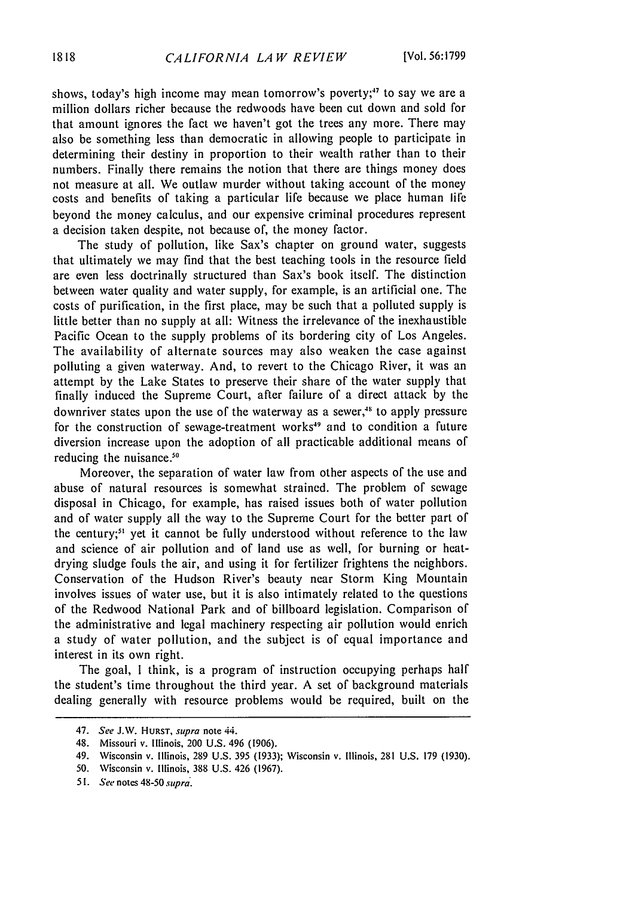shows, today's high income may mean tomorrow's poverty;[47] to say we are a million dollars richer because the redwoods have been cut down and sold for that amount ignores the fact we haven't got the trees any more. There may also be something less than democratic in allowing people to participate in determining their destiny in proportion to their wealth rather than to their numbers. Finally there remains the notion that there are things money does not measure at all. We outlaw murder without taking account of the money costs and benefits of taking a particular life because we place human life beyond the money calculus, and our expensive criminal procedures represent a decision taken despite, not because of, the money factor.

The study of pollution, like Sax's chapter on ground water, suggests that ultimately we may find that the best teaching tools in the resource field are even less doctrinally structured than Sax's book itself. The distinction between water quality and water supply, for example, is an artificial one. The costs of purification, in the first place, may be such that a polluted supply is little better than no supply at all: Witness the irrelevance of the inexhaustible Pacific Ocean to the supply problems of its bordering city of Los Angeles. The availability of alternate sources may also weaken the case against polluting a given waterway. And, to revert to the Chicago River, it was an attempt by the Lake States to preserve their share of the water supply that finally induced the Supreme Court, after failure of a direct attack by the downriver states upon the use of the waterway as a sewer,[48] to apply pressure for the construction of sewage-treatment works[49] and to condition a future diversion increase upon the adoption of all practicable additional means of reducing the nuisance.[50]

Moreover, the separation of water law from other aspects of the use and abuse of natural resources is somewhat strained. The problem of sewage disposal in Chicago, for example, has raised issues both of water pollution and of water supply all the way to the Supreme Court for the better part of the century;[51] yet it cannot be fully understood without reference to the law and science of air pollution and of land use as well, for burning or heat-drying sludge fouls the air, and using it for fertilizer frightens the neighbors. Conservation of the Hudson River's beauty near Storm King Mountain involves issues of water use, but it is also intimately related to the questions of the Redwood National Park and of billboard legislation. Comparison of the administrative and legal machinery respecting air pollution would enrich a study of water pollution, and the subject is of equal importance and interest in its own right.

The goal, I think, is a program of instruction occupying perhaps half the student's time throughout the third year. A set of background materials dealing generally with resource problems would be required, built on the

---

47. *See* J.W. HURST, *supra* note 44.

48. Missouri v. Illinois, 200 U.S. 496 (1906).

49. Wisconsin v. Illinois, 289 U.S. 395 (1933); Wisconsin v. Illinois, 281 U.S. 179 (1930).

50. Wisconsin v. Illinois, 388 U.S. 426 (1967).

51. *See* notes 48-50 *supra*.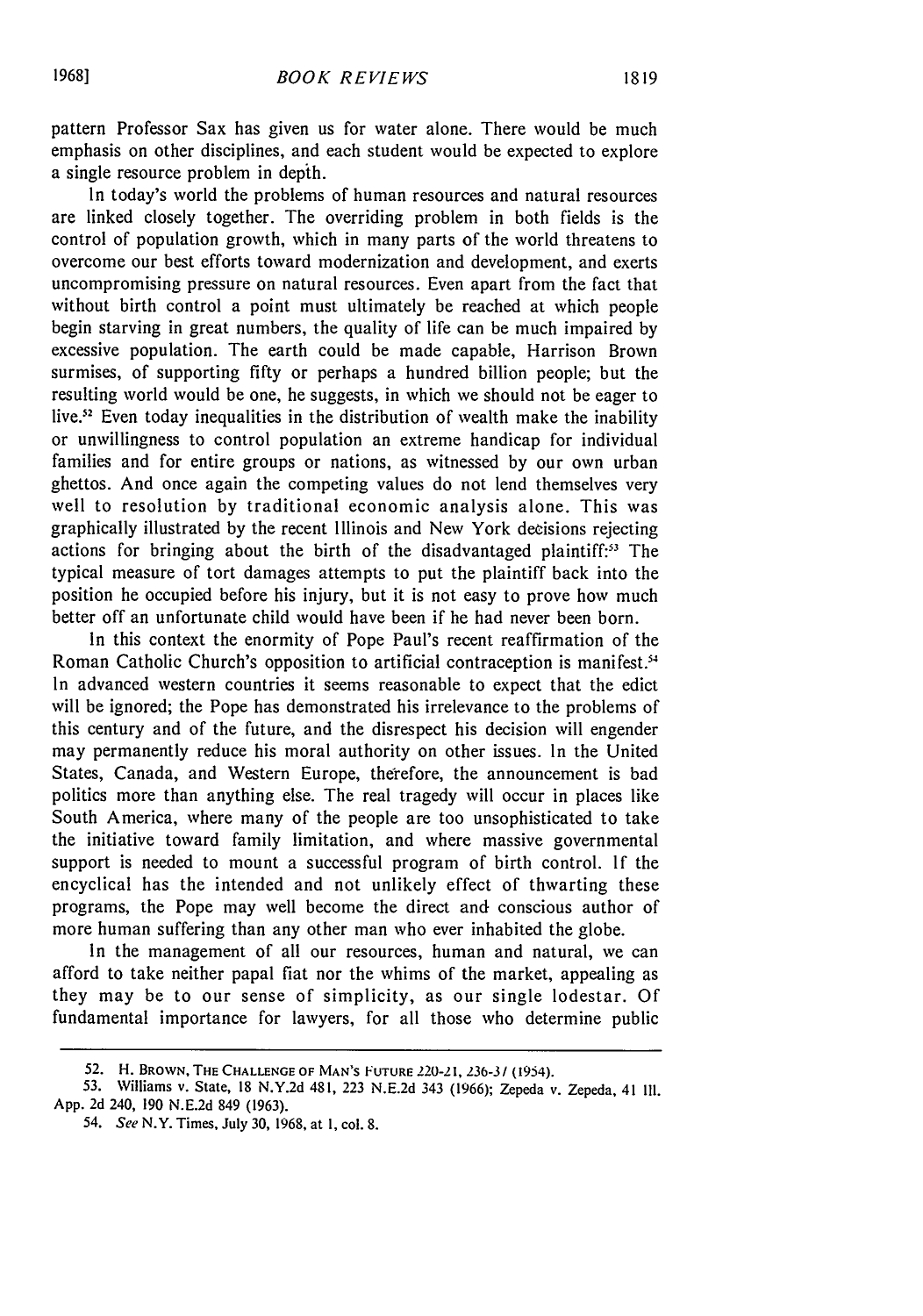pattern Professor Sax has given us for water alone. There would be much emphasis on other disciplines, and each student would be expected to explore a single resource problem in depth.

In today's world the problems of human resources and natural resources are linked closely together. The overriding problem in both fields is the control of population growth, which in many parts of the world threatens to overcome our best efforts toward modernization and development, and exerts uncompromising pressure on natural resources. Even apart from the fact that without birth control a point must ultimately be reached at which people begin starving in great numbers, the quality of life can be much impaired by excessive population. The earth could be made capable, Harrison Brown surmises, of supporting fifty or perhaps a hundred billion people; but the resulting world would be one, he suggests, in which we should not be eager to live.[52] Even today inequalities in the distribution of wealth make the inability or unwillingness to control population an extreme handicap for individual families and for entire groups or nations, as witnessed by our own urban ghettos. And once again the competing values do not lend themselves very well to resolution by traditional economic analysis alone. This was graphically illustrated by the recent Illinois and New York decisions rejecting actions for bringing about the birth of the disadvantaged plaintiff:[53] The typical measure of tort damages attempts to put the plaintiff back into the position he occupied before his injury, but it is not easy to prove how much better off an unfortunate child would have been if he had never been born.

In this context the enormity of Pope Paul's recent reaffirmation of the Roman Catholic Church's opposition to artificial contraception is manifest.[54] In advanced western countries it seems reasonable to expect that the edict will be ignored; the Pope has demonstrated his irrelevance to the problems of this century and of the future, and the disrespect his decision will engender may permanently reduce his moral authority on other issues. In the United States, Canada, and Western Europe, therefore, the announcement is bad politics more than anything else. The real tragedy will occur in places like South America, where many of the people are too unsophisticated to take the initiative toward family limitation, and where massive governmental support is needed to mount a successful program of birth control. If the encyclical has the intended and not unlikely effect of thwarting these programs, the Pope may well become the direct and conscious author of more human suffering than any other man who ever inhabited the globe.

In the management of all our resources, human and natural, we can afford to take neither papal fiat nor the whims of the market, appealing as they may be to our sense of simplicity, as our single lodestar. Of fundamental importance for lawyers, for all those who determine public

---

52. H. BROWN, THE CHALLENGE OF MAN'S FUTURE 220-21, 236-37 (1954).

53. Williams v. State, 18 N.Y.2d 481, 223 N.E.2d 343 (1966); Zepeda v. Zepeda, 41 Ill. App. 2d 240, 190 N.E.2d 849 (1963).

54. *See* N.Y. Times, July 30, 1968, at 1, col. 8.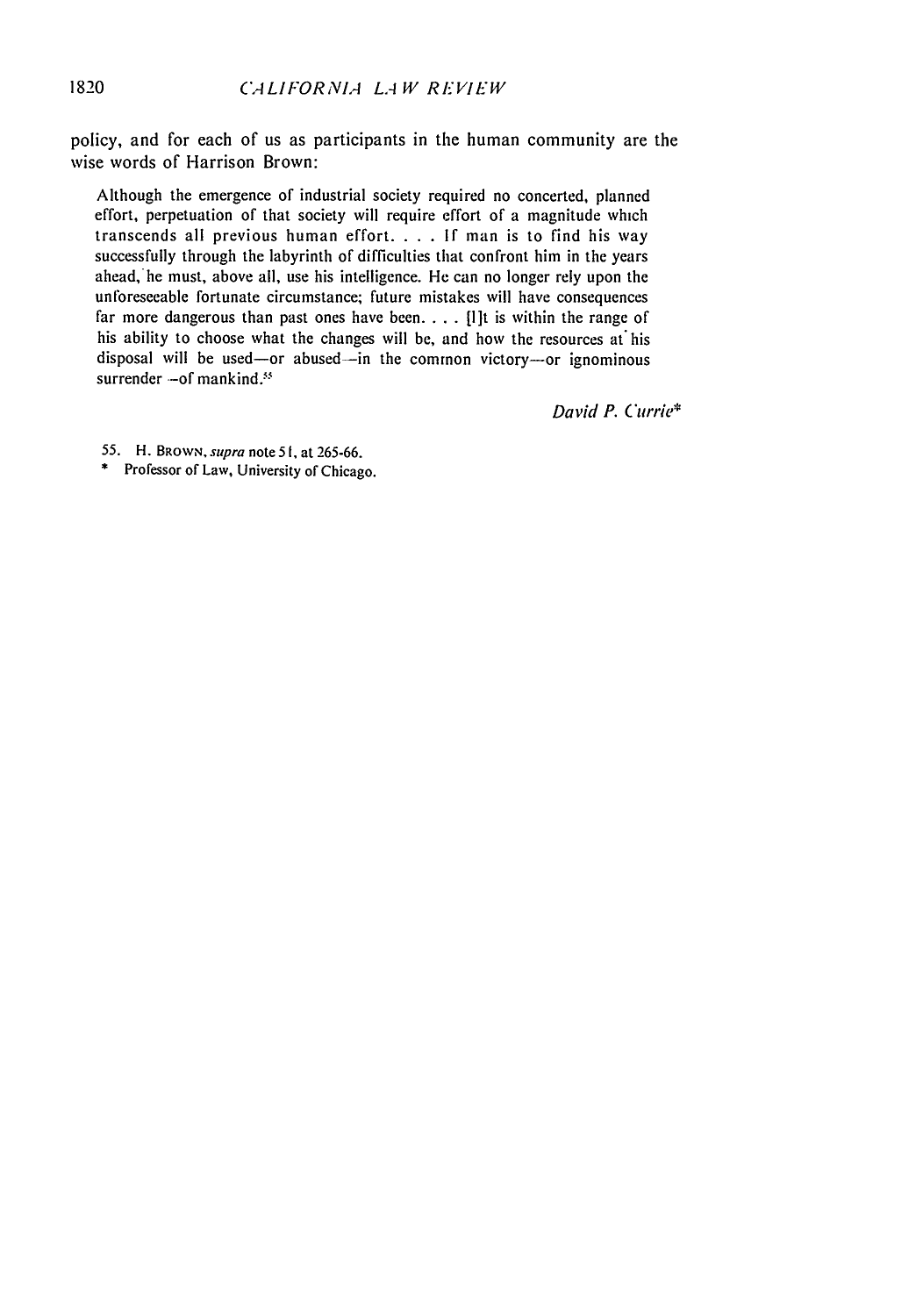policy, and for each of us as participants in the human community are the wise words of Harrison Brown:

> Although the emergence of industrial society required no concerted, planned effort, perpetuation of that society will require effort of a magnitude which transcends all previous human effort. . . . If man is to find his way successfully through the labyrinth of difficulties that confront him in the years ahead, he must, above all, use his intelligence. He can no longer rely upon the unforeseeable fortunate circumstance; future mistakes will have consequences far more dangerous than past ones have been. . . . [I]t is within the range of his ability to choose what the changes will be, and how the resources at his disposal will be used—or abused—in the common victory—or ignominious surrender—of mankind.[55]

*David P. Currie**

55. H. BROWN, *supra* note 51, at 265-66.

\* Professor of Law, University of Chicago.